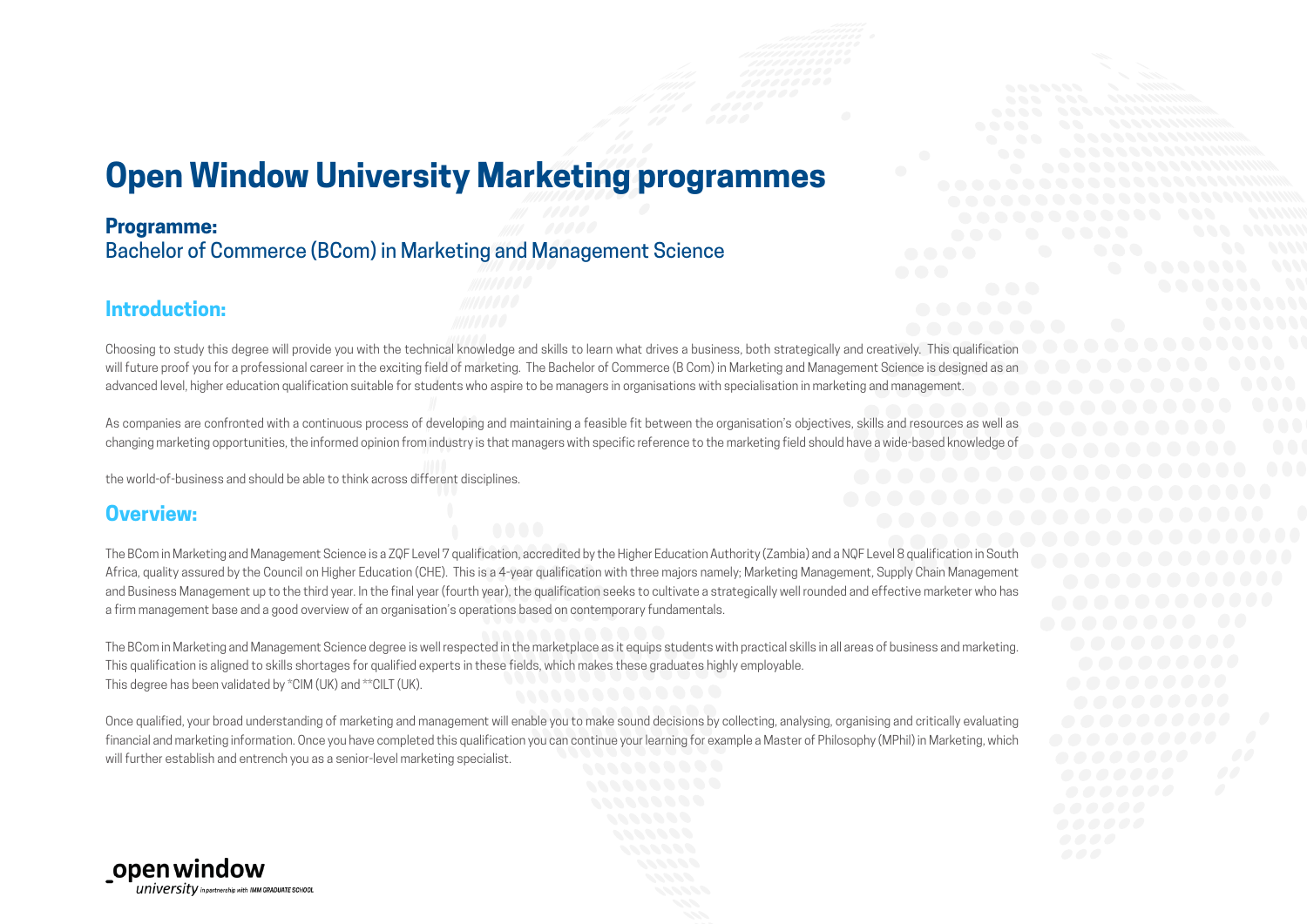# Open Window University Marketing programmes

## Programme:

Bachelor of Commerce (BCom) in Marketing and Management Science

## Introduction:

Choosing to study this degree will provide you with the technical knowledge and skills to learn what drives a business, both strategically and creatively. This qualification will future proof you for a professional career in the exciting field of marketing. The Bachelor of Commerce (B Com) in Marketing and Management Science is designed as an advanced level, higher education qualification suitable for students who aspire to be managers in organisations with specialisation in marketing and management.

As companies are confronted with a continuous process of developing and maintaining a feasible fit between the organisation's objectives, skills and resources as well as changing marketing opportunities, the informed opinion from industry is that managers with specific reference to the marketing field should have a wide-based knowledge of the world-of-business and should be able to think across different disciplines.

## Overview:

The BCom in Marketing and Management Science is a ZQF Level 7 qualification, accredited by the Higher Education Authority (Zambia) and a NQF Level 8 qualification in South Africa, quality assured by the Council on Higher Education (CHE). This is a 4-year qualification with three majors namely; Marketing Management, Supply Chain Management and Business Management up to the third year. In the final year (fourth year), the qualification seeks to cultivate a strategically well rounded and effective marketer who has a firm management base and a good overview of an organisation's operations based on contemporary fundamentals.

The BCom in Marketing and Management Science degree is well respected in the marketplace as it equips students with practical skills in all areas of business and marketing. This qualification is aligned to skills shortages for qualified experts in these fields, which makes these graduates highly employable.
This degree has been validated by *CIM (UK) and **CILT (UK).

Once qualified, your broad understanding of marketing and management will enable you to make sound decisions by collecting, analysing, organising and critically evaluating financial and marketing information. Once you have completed this qualification you can continue your learning for example a Master of Philosophy (MPhil) in Marketing, which will further establish and entrench you as a senior-level marketing specialist.

_open window
university in partnership with IMM GRADUATE SCHOOL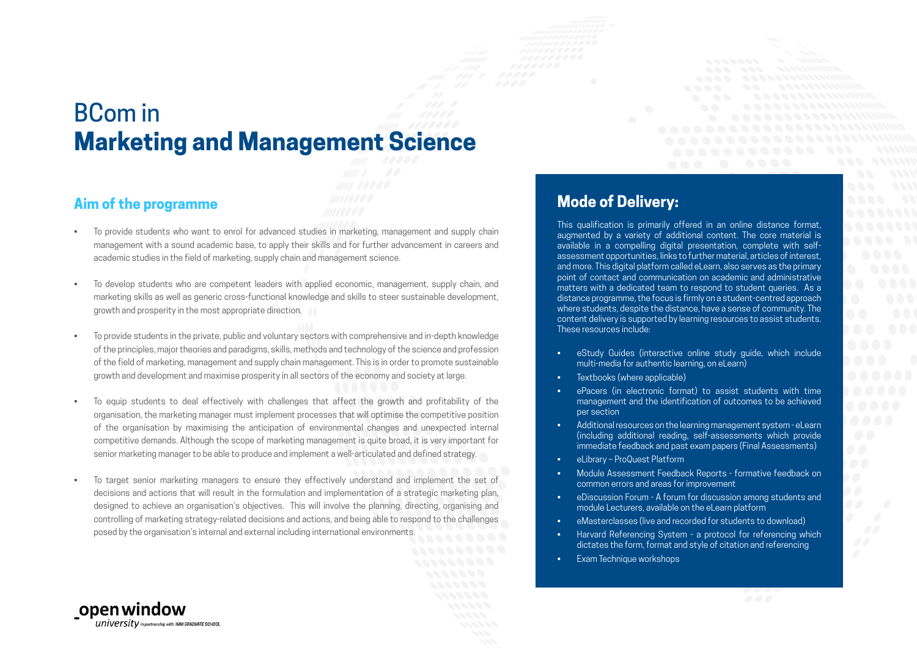# BCom in **Marketing and Management Science**

## Aim of the programme

- To provide students who want to enrol for advanced studies in marketing, management and supply chain management with a sound academic base, to apply their skills and for further advancement in careers and academic studies in the field of marketing, supply chain and management science.
- To develop students who are competent leaders with applied economic, management, supply chain, and marketing skills as well as generic cross-functional knowledge and skills to steer sustainable development, growth and prosperity in the most appropriate direction.
- To provide students in the private, public and voluntary sectors with comprehensive and in-depth knowledge of the principles, major theories and paradigms, skills, methods and technology of the science and profession of the field of marketing, management and supply chain management. This is in order to promote sustainable growth and development and maximise prosperity in all sectors of the economy and society at large.
- To equip students to deal effectively with challenges that affect the growth and profitability of the organisation, the marketing manager must implement processes that will optimise the competitive position of the organisation by maximising the anticipation of environmental changes and unexpected internal competitive demands. Although the scope of marketing management is quite broad, it is very important for senior marketing manager to be able to produce and implement a well-articulated and defined strategy.
- To target senior marketing managers to ensure they effectively understand and implement the set of decisions and actions that will result in the formulation and implementation of a strategic marketing plan, designed to achieve an organisation's objectives. This will involve the planning, directing, organising and controlling of marketing strategy-related decisions and actions, and being able to respond to the challenges posed by the organisation's internal and external including international environments.

## Mode of Delivery:

This qualification is primarily offered in an online distance format, augmented by a variety of additional content. The core material is available in a compelling digital presentation, complete with self-assessment opportunities, links to further material, articles of interest, and more. This digital platform called eLearn, also serves as the primary point of contact and communication on academic and administrative matters with a dedicated team to respond to student queries. As a distance programme, the focus is firmly on a student-centred approach where students, despite the distance, have a sense of community. The content delivery is supported by learning resources to assist students. These resources include:

- eStudy Guides (interactive online study guide, which include multi-media for authentic learning, on eLearn)
- Textbooks (where applicable)
- ePacers (in electronic format) to assist students with time management and the identification of outcomes to be achieved per section
- Additional resources on the learning management system - eLearn (including additional reading, self-assessments which provide immediate feedback and past exam papers (Final Assessments)
- eLibrary – ProQuest Platform
- Module Assessment Feedback Reports - formative feedback on common errors and areas for improvement
- eDiscussion Forum - A forum for discussion among students and module Lecturers, available on the eLearn platform
- eMasterclasses (live and recorded for students to download)
- Harvard Referencing System - a protocol for referencing which dictates the form, format and style of citation and referencing
- Exam Technique workshops

open window university in partnership with IMM GRADUATE SCHOOL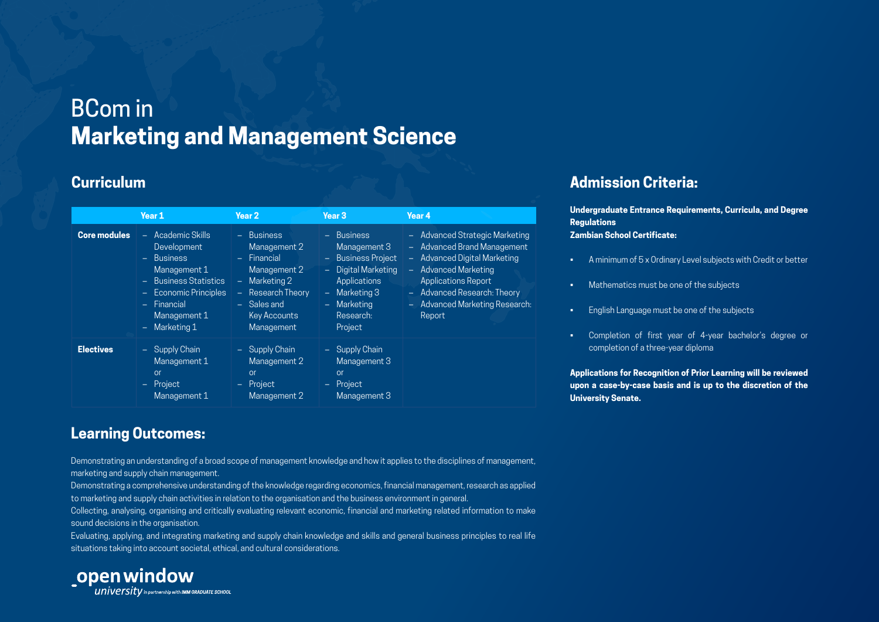# BCom in **Marketing and Management Science**

## Curriculum

| | Year 1 | Year 2 | Year 3 | Year 4 |
|---|---|---|---|---|
| **Core modules** | – Academic Skills Development<br>– Business Management 1<br>– Business Statistics<br>– Economic Principles<br>– Financial Management 1<br>– Marketing 1 | – Business Management 2<br>– Financial Management 2<br>– Marketing 2<br>– Research Theory<br>– Sales and Key Accounts Management | – Business Management 3<br>– Business Project<br>– Digital Marketing Applications<br>– Marketing 3<br>– Marketing Research: Project | – Advanced Strategic Marketing<br>– Advanced Brand Management<br>– Advanced Digital Marketing<br>– Advanced Marketing Applications Report<br>– Advanced Research: Theory<br>– Advanced Marketing Research: Report |
| **Electives** | – Supply Chain Management 1<br>or<br>– Project Management 1 | – Supply Chain Management 2<br>or<br>– Project Management 2 | – Supply Chain Management 3<br>or<br>– Project Management 3 | |

## Learning Outcomes:

Demonstrating an understanding of a broad scope of management knowledge and how it applies to the disciplines of management, marketing and supply chain management.

Demonstrating a comprehensive understanding of the knowledge regarding economics, financial management, research as applied to marketing and supply chain activities in relation to the organisation and the business environment in general.

Collecting, analysing, organising and critically evaluating relevant economic, financial and marketing related information to make sound decisions in the organisation.

Evaluating, applying, and integrating marketing and supply chain knowledge and skills and general business principles to real life situations taking into account societal, ethical, and cultural considerations.

## Admission Criteria:

**Undergraduate Entrance Requirements, Curricula, and Degree Regulations**
**Zambian School Certificate:**

- A minimum of 5 x Ordinary Level subjects with Credit or better
- Mathematics must be one of the subjects
- English Language must be one of the subjects
- Completion of first year of 4-year bachelor's degree or completion of a three-year diploma

**Applications for Recognition of Prior Learning will be reviewed upon a case-by-case basis and is up to the discretion of the University Senate.**

open window university in partnership with IMM GRADUATE SCHOOL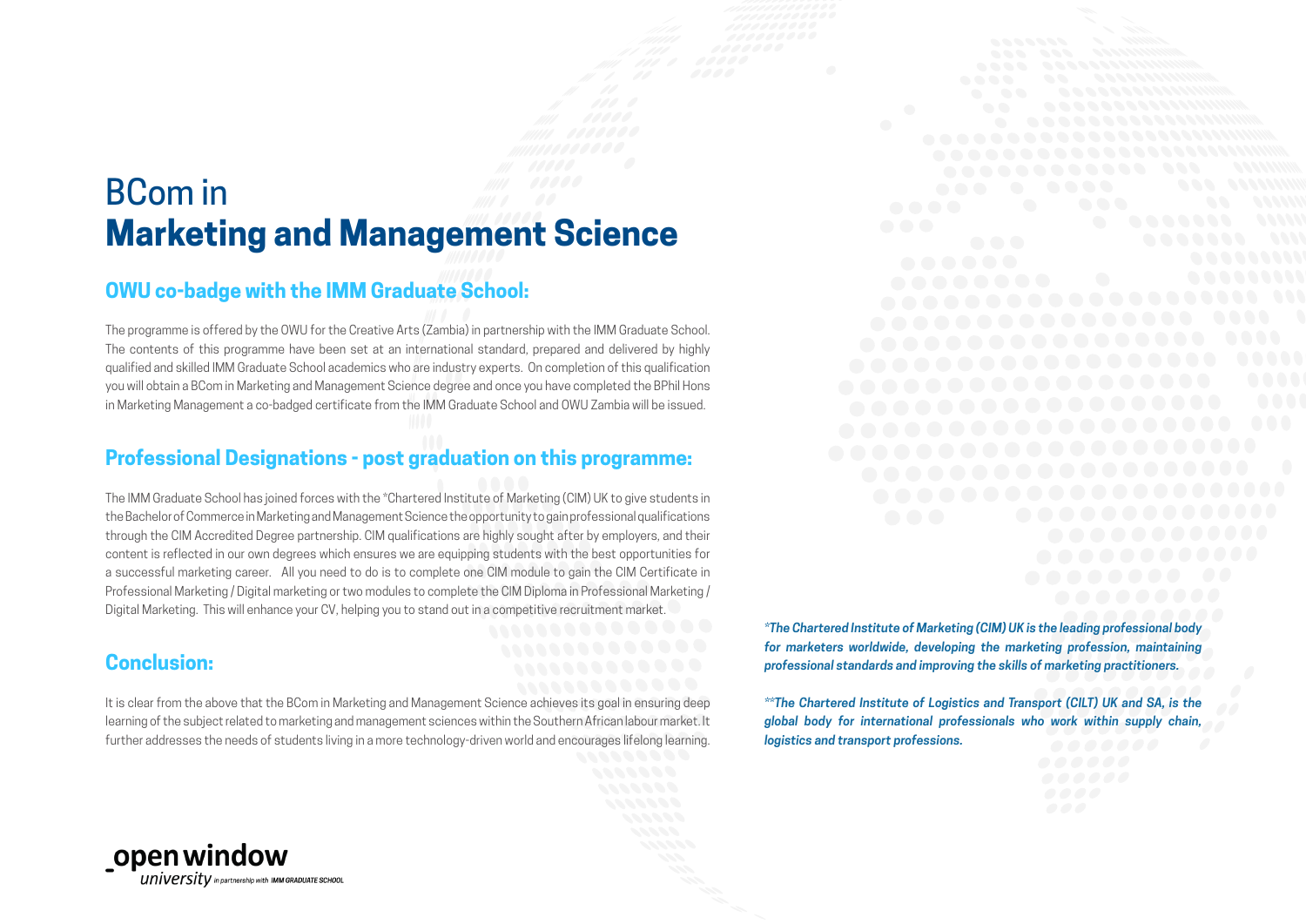# BCom in **Marketing and Management Science**

## OWU co-badge with the IMM Graduate School:

The programme is offered by the OWU for the Creative Arts (Zambia) in partnership with the IMM Graduate School. The contents of this programme have been set at an international standard, prepared and delivered by highly qualified and skilled IMM Graduate School academics who are industry experts. On completion of this qualification you will obtain a BCom in Marketing and Management Science degree and once you have completed the BPhil Hons in Marketing Management a co-badged certificate from the IMM Graduate School and OWU Zambia will be issued.

## Professional Designations - post graduation on this programme:

The IMM Graduate School has joined forces with the *Chartered Institute of Marketing (CIM) UK to give students in the Bachelor of Commerce in Marketing and Management Science the opportunity to gain professional qualifications through the CIM Accredited Degree partnership. CIM qualifications are highly sought after by employers, and their content is reflected in our own degrees which ensures we are equipping students with the best opportunities for a successful marketing career. All you need to do is to complete one CIM module to gain the CIM Certificate in Professional Marketing / Digital marketing or two modules to complete the CIM Diploma in Professional Marketing / Digital Marketing. This will enhance your CV, helping you to stand out in a competitive recruitment market.

## Conclusion:

It is clear from the above that the BCom in Marketing and Management Science achieves its goal in ensuring deep learning of the subject related to marketing and management sciences within the Southern African labour market. It further addresses the needs of students living in a more technology-driven world and encourages lifelong learning.

***The Chartered Institute of Marketing (CIM) UK is the leading professional body for marketers worldwide, developing the marketing profession, maintaining professional standards and improving the skills of marketing practitioners.***

*****The Chartered Institute of Logistics and Transport (CILT) UK and SA, is the global body for international professionals who work within supply chain, logistics and transport professions.***

_open window university in partnership with IMM GRADUATE SCHOOL